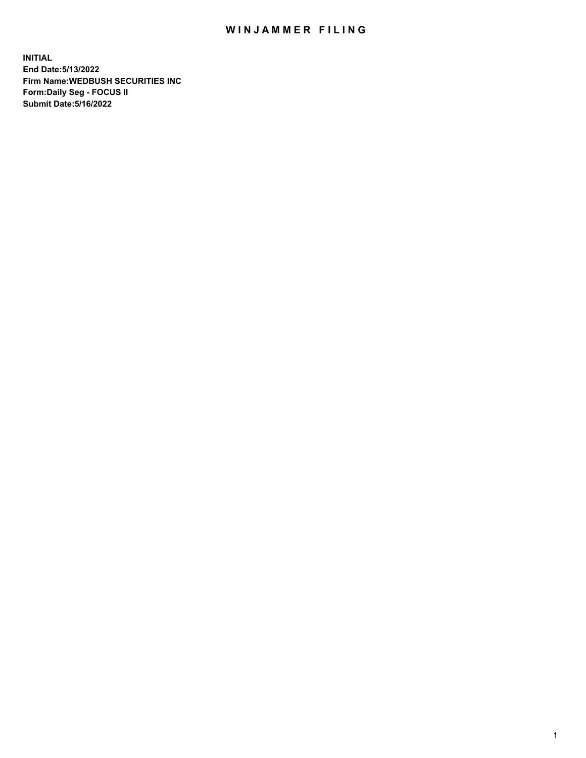# WINJAMMER FILING

**INITIAL**
**End Date:5/13/2022**
**Firm Name:WEDBUSH SECURITIES INC**
**Form:Daily Seg - FOCUS II**
**Submit Date:5/16/2022**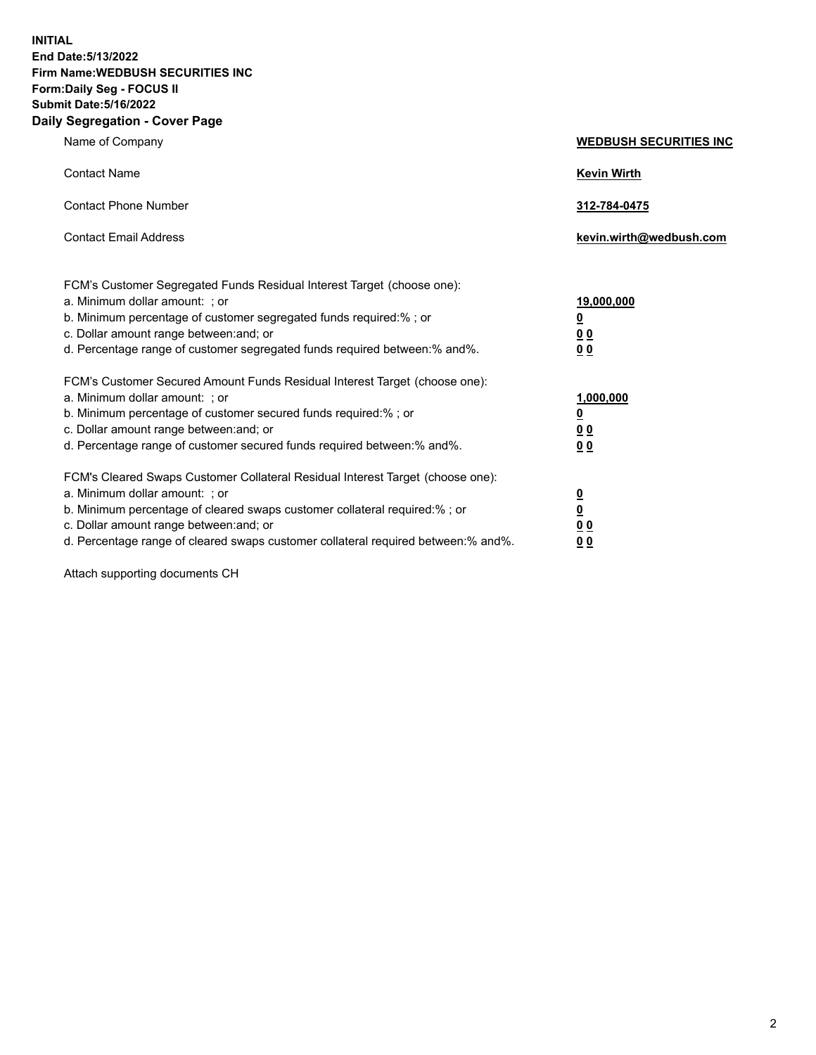**INITIAL**
**End Date:5/13/2022**
**Firm Name:WEDBUSH SECURITIES INC**
**Form:Daily Seg - FOCUS II**
**Submit Date:5/16/2022**

## Daily Segregation - Cover Page

| | |
|---|---|
| Name of Company | **WEDBUSH SECURITIES INC** |
| Contact Name | **Kevin Wirth** |
| Contact Phone Number | **312-784-0475** |
| Contact Email Address | **kevin.wirth@wedbush.com** |

| | |
|---|---|
| FCM's Customer Segregated Funds Residual Interest Target (choose one): | |
| a. Minimum dollar amount: ; or | **19,000,000** |
| b. Minimum percentage of customer segregated funds required:% ; or | **0** |
| c. Dollar amount range between:and; or | **0 0** |
| d. Percentage range of customer segregated funds required between:% and%. | **0 0** |
| FCM's Customer Secured Amount Funds Residual Interest Target (choose one): | |
| a. Minimum dollar amount: ; or | **1,000,000** |
| b. Minimum percentage of customer secured funds required:% ; or | **0** |
| c. Dollar amount range between:and; or | **0 0** |
| d. Percentage range of customer secured funds required between:% and%. | **0 0** |
| FCM's Cleared Swaps Customer Collateral Residual Interest Target (choose one): | |
| a. Minimum dollar amount: ; or | **0** |
| b. Minimum percentage of cleared swaps customer collateral required:% ; or | **0** |
| c. Dollar amount range between:and; or | **0 0** |
| d. Percentage range of cleared swaps customer collateral required between:% and%. | **0 0** |

Attach supporting documents CH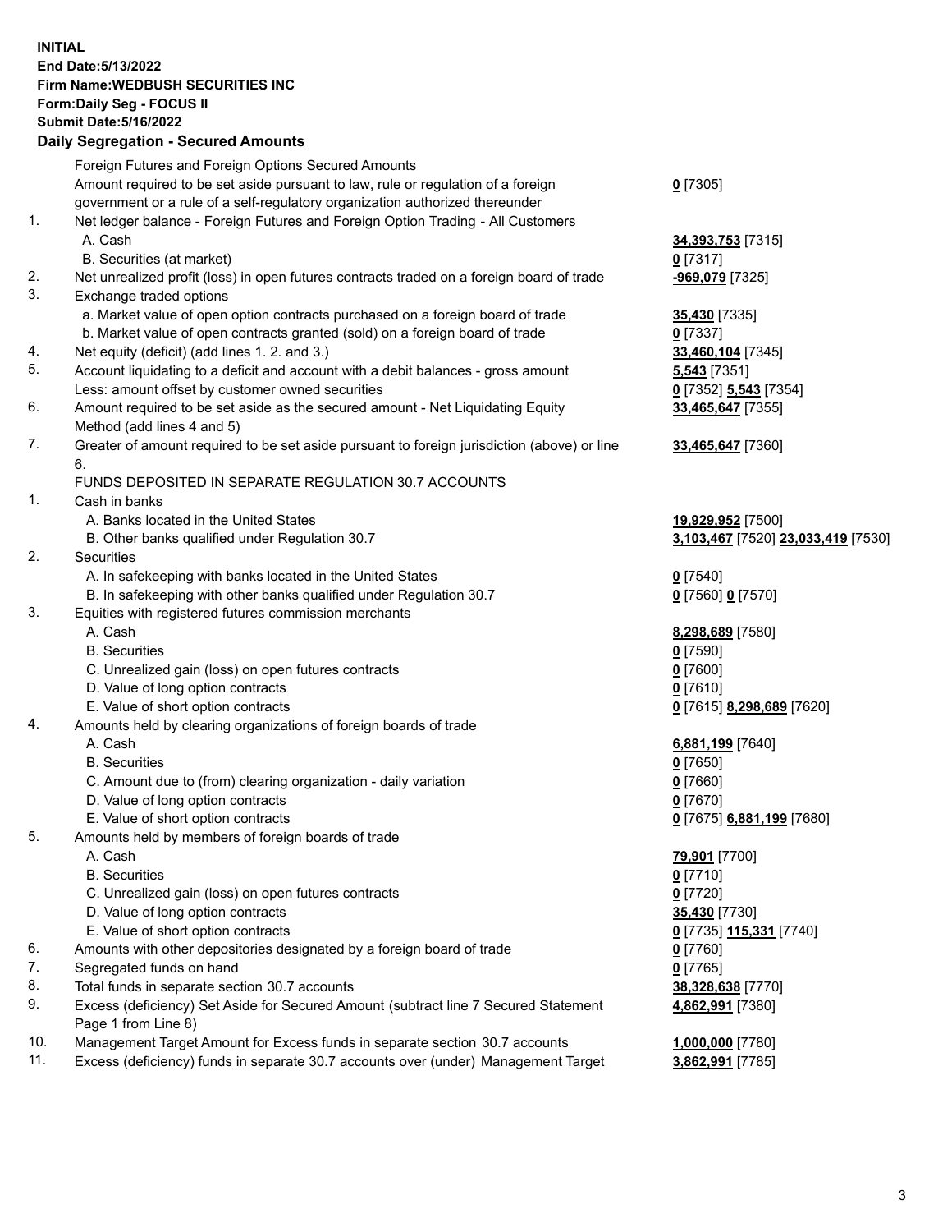**INITIAL**
**End Date:5/13/2022**
**Firm Name:WEDBUSH SECURITIES INC**
**Form:Daily Seg - FOCUS II**
**Submit Date:5/16/2022**

## Daily Segregation - Secured Amounts

| | | |
|---|---|---|
| | Foreign Futures and Foreign Options Secured Amounts | |
| | Amount required to be set aside pursuant to law, rule or regulation of a foreign government or a rule of a self-regulatory organization authorized thereunder | **0** [7305] |
| 1. | Net ledger balance - Foreign Futures and Foreign Option Trading - All Customers | |
| | A. Cash | **34,393,753** [7315] |
| | B. Securities (at market) | **0** [7317] |
| 2. | Net unrealized profit (loss) in open futures contracts traded on a foreign board of trade | **-969,079** [7325] |
| 3. | Exchange traded options | |
| | a. Market value of open option contracts purchased on a foreign board of trade | **35,430** [7335] |
| | b. Market value of open contracts granted (sold) on a foreign board of trade | **0** [7337] |
| 4. | Net equity (deficit) (add lines 1. 2. and 3.) | **33,460,104** [7345] |
| 5. | Account liquidating to a deficit and account with a debit balances - gross amount | **5,543** [7351] |
| | Less: amount offset by customer owned securities | **0** [7352] **5,543** [7354] |
| 6. | Amount required to be set aside as the secured amount - Net Liquidating Equity Method (add lines 4 and 5) | **33,465,647** [7355] |
| 7. | Greater of amount required to be set aside pursuant to foreign jurisdiction (above) or line 6. | **33,465,647** [7360] |
| | FUNDS DEPOSITED IN SEPARATE REGULATION 30.7 ACCOUNTS | |
| 1. | Cash in banks | |
| | A. Banks located in the United States | **19,929,952** [7500] |
| | B. Other banks qualified under Regulation 30.7 | **3,103,467** [7520] **23,033,419** [7530] |
| 2. | Securities | |
| | A. In safekeeping with banks located in the United States | **0** [7540] |
| | B. In safekeeping with other banks qualified under Regulation 30.7 | **0** [7560] **0** [7570] |
| 3. | Equities with registered futures commission merchants | |
| | A. Cash | **8,298,689** [7580] |
| | B. Securities | **0** [7590] |
| | C. Unrealized gain (loss) on open futures contracts | **0** [7600] |
| | D. Value of long option contracts | **0** [7610] |
| | E. Value of short option contracts | **0** [7615] **8,298,689** [7620] |
| 4. | Amounts held by clearing organizations of foreign boards of trade | |
| | A. Cash | **6,881,199** [7640] |
| | B. Securities | **0** [7650] |
| | C. Amount due to (from) clearing organization - daily variation | **0** [7660] |
| | D. Value of long option contracts | **0** [7670] |
| | E. Value of short option contracts | **0** [7675] **6,881,199** [7680] |
| 5. | Amounts held by members of foreign boards of trade | |
| | A. Cash | **79,901** [7700] |
| | B. Securities | **0** [7710] |
| | C. Unrealized gain (loss) on open futures contracts | **0** [7720] |
| | D. Value of long option contracts | **35,430** [7730] |
| | E. Value of short option contracts | **0** [7735] **115,331** [7740] |
| 6. | Amounts with other depositories designated by a foreign board of trade | **0** [7760] |
| 7. | Segregated funds on hand | **0** [7765] |
| 8. | Total funds in separate section 30.7 accounts | **38,328,638** [7770] |
| 9. | Excess (deficiency) Set Aside for Secured Amount (subtract line 7 Secured Statement Page 1 from Line 8) | **4,862,991** [7380] |
| 10. | Management Target Amount for Excess funds in separate section 30.7 accounts | **1,000,000** [7780] |
| 11. | Excess (deficiency) funds in separate 30.7 accounts over (under) Management Target | **3,862,991** [7785] |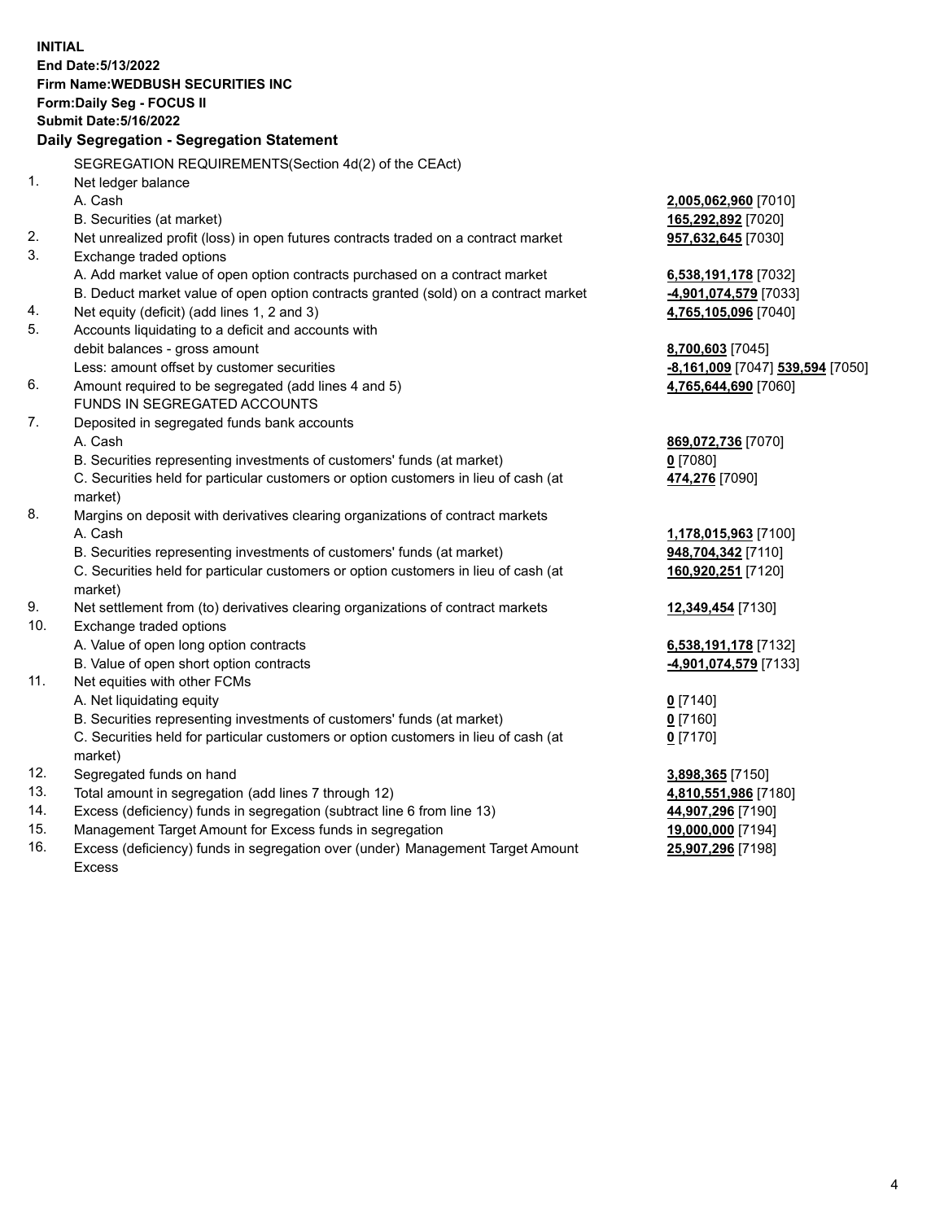**INITIAL**
**End Date:5/13/2022**
**Firm Name:WEDBUSH SECURITIES INC**
**Form:Daily Seg - FOCUS II**
**Submit Date:5/16/2022**

**Daily Segregation - Segregation Statement**

SEGREGATION REQUIREMENTS(Section 4d(2) of the CEAct)

| | | |
|---|---|---|
| 1. | Net ledger balance | |
| | A. Cash | **2,005,062,960** [7010] |
| | B. Securities (at market) | **165,292,892** [7020] |
| 2. | Net unrealized profit (loss) in open futures contracts traded on a contract market | **957,632,645** [7030] |
| 3. | Exchange traded options | |
| | A. Add market value of open option contracts purchased on a contract market | **6,538,191,178** [7032] |
| | B. Deduct market value of open option contracts granted (sold) on a contract market | **-4,901,074,579** [7033] |
| 4. | Net equity (deficit) (add lines 1, 2 and 3) | **4,765,105,096** [7040] |
| 5. | Accounts liquidating to a deficit and accounts with debit balances - gross amount | **8,700,603** [7045] |
| | Less: amount offset by customer securities | **-8,161,009** [7047] **539,594** [7050] |
| 6. | Amount required to be segregated (add lines 4 and 5) | **4,765,644,690** [7060] |
| | FUNDS IN SEGREGATED ACCOUNTS | |
| 7. | Deposited in segregated funds bank accounts | |
| | A. Cash | **869,072,736** [7070] |
| | B. Securities representing investments of customers' funds (at market) | **0** [7080] |
| | C. Securities held for particular customers or option customers in lieu of cash (at market) | **474,276** [7090] |
| 8. | Margins on deposit with derivatives clearing organizations of contract markets | |
| | A. Cash | **1,178,015,963** [7100] |
| | B. Securities representing investments of customers' funds (at market) | **948,704,342** [7110] |
| | C. Securities held for particular customers or option customers in lieu of cash (at market) | **160,920,251** [7120] |
| 9. | Net settlement from (to) derivatives clearing organizations of contract markets | **12,349,454** [7130] |
| 10. | Exchange traded options | |
| | A. Value of open long option contracts | **6,538,191,178** [7132] |
| | B. Value of open short option contracts | **-4,901,074,579** [7133] |
| 11. | Net equities with other FCMs | |
| | A. Net liquidating equity | **0** [7140] |
| | B. Securities representing investments of customers' funds (at market) | **0** [7160] |
| | C. Securities held for particular customers or option customers in lieu of cash (at market) | **0** [7170] |
| 12. | Segregated funds on hand | **3,898,365** [7150] |
| 13. | Total amount in segregation (add lines 7 through 12) | **4,810,551,986** [7180] |
| 14. | Excess (deficiency) funds in segregation (subtract line 6 from line 13) | **44,907,296** [7190] |
| 15. | Management Target Amount for Excess funds in segregation | **19,000,000** [7194] |
| 16. | Excess (deficiency) funds in segregation over (under) Management Target Amount Excess | **25,907,296** [7198] |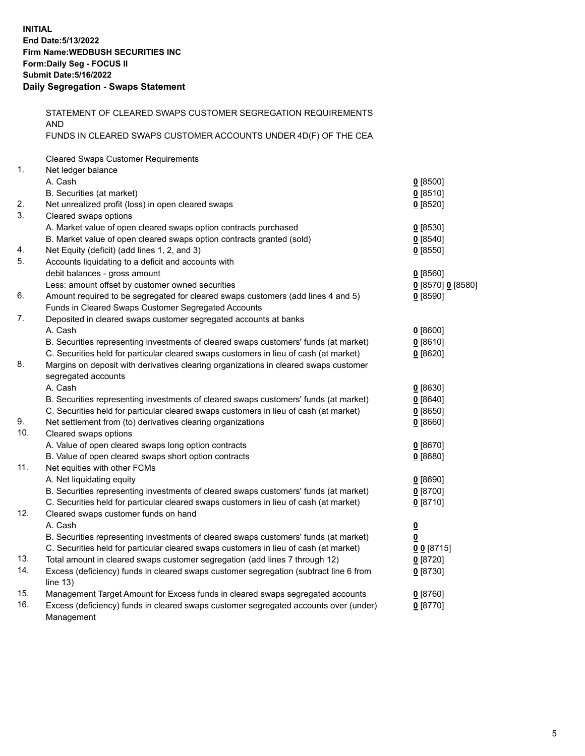**INITIAL**
**End Date:5/13/2022**
**Firm Name:WEDBUSH SECURITIES INC**
**Form:Daily Seg - FOCUS II**
**Submit Date:5/16/2022**
**Daily Segregation - Swaps Statement**

STATEMENT OF CLEARED SWAPS CUSTOMER SEGREGATION REQUIREMENTS AND FUNDS IN CLEARED SWAPS CUSTOMER ACCOUNTS UNDER 4D(F) OF THE CEA

| | | |
|---|---|---|
| | Cleared Swaps Customer Requirements | |
| 1. | Net ledger balance | |
| | A. Cash | 0 [8500] |
| | B. Securities (at market) | 0 [8510] |
| 2. | Net unrealized profit (loss) in open cleared swaps | 0 [8520] |
| 3. | Cleared swaps options | |
| | A. Market value of open cleared swaps option contracts purchased | 0 [8530] |
| | B. Market value of open cleared swaps option contracts granted (sold) | 0 [8540] |
| 4. | Net Equity (deficit) (add lines 1, 2, and 3) | 0 [8550] |
| 5. | Accounts liquidating to a deficit and accounts with debit balances - gross amount | 0 [8560] |
| | Less: amount offset by customer owned securities | 0 [8570] 0 [8580] |
| 6. | Amount required to be segregated for cleared swaps customers (add lines 4 and 5) | 0 [8590] |
| | Funds in Cleared Swaps Customer Segregated Accounts | |
| 7. | Deposited in cleared swaps customer segregated accounts at banks | |
| | A. Cash | 0 [8600] |
| | B. Securities representing investments of cleared swaps customers' funds (at market) | 0 [8610] |
| | C. Securities held for particular cleared swaps customers in lieu of cash (at market) | 0 [8620] |
| 8. | Margins on deposit with derivatives clearing organizations in cleared swaps customer segregated accounts | |
| | A. Cash | 0 [8630] |
| | B. Securities representing investments of cleared swaps customers' funds (at market) | 0 [8640] |
| | C. Securities held for particular cleared swaps customers in lieu of cash (at market) | 0 [8650] |
| 9. | Net settlement from (to) derivatives clearing organizations | 0 [8660] |
| 10. | Cleared swaps options | |
| | A. Value of open cleared swaps long option contracts | 0 [8670] |
| | B. Value of open cleared swaps short option contracts | 0 [8680] |
| 11. | Net equities with other FCMs | |
| | A. Net liquidating equity | 0 [8690] |
| | B. Securities representing investments of cleared swaps customers' funds (at market) | 0 [8700] |
| | C. Securities held for particular cleared swaps customers in lieu of cash (at market) | 0 [8710] |
| 12. | Cleared swaps customer funds on hand | |
| | A. Cash | 0 |
| | B. Securities representing investments of cleared swaps customers' funds (at market) | 0 |
| | C. Securities held for particular cleared swaps customers in lieu of cash (at market) | 0 0 [8715] |
| 13. | Total amount in cleared swaps customer segregation (add lines 7 through 12) | 0 [8720] |
| 14. | Excess (deficiency) funds in cleared swaps customer segregation (subtract line 6 from line 13) | 0 [8730] |
| 15. | Management Target Amount for Excess funds in cleared swaps segregated accounts | 0 [8760] |
| 16. | Excess (deficiency) funds in cleared swaps customer segregated accounts over (under) Management | 0 [8770] |